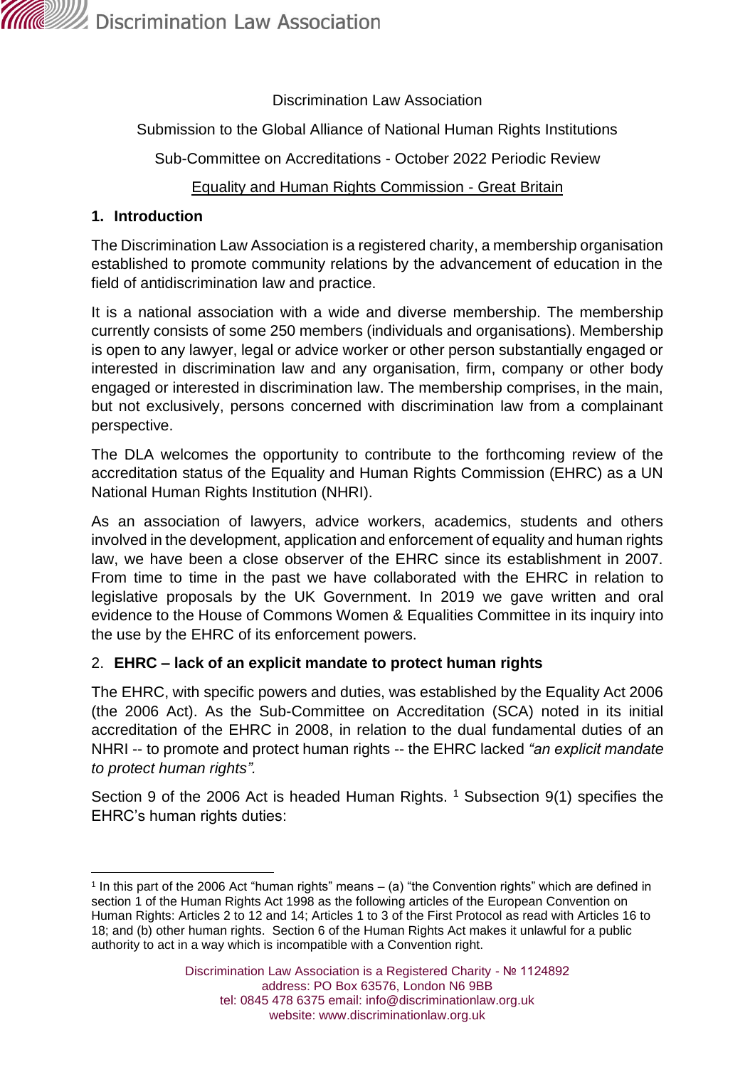Discrimination Law Association

Submission to the Global Alliance of National Human Rights Institutions

Sub-Committee on Accreditations - October 2022 Periodic Review

Equality and Human Rights Commission - Great Britain

## 1. Introduction

The Discrimination Law Association is a registered charity, a membership organisation established to promote community relations by the advancement of education in the field of antidiscrimination law and practice.

It is a national association with a wide and diverse membership. The membership currently consists of some 250 members (individuals and organisations). Membership is open to any lawyer, legal or advice worker or other person substantially engaged or interested in discrimination law and any organisation, firm, company or other body engaged or interested in discrimination law. The membership comprises, in the main, but not exclusively, persons concerned with discrimination law from a complainant perspective.

The DLA welcomes the opportunity to contribute to the forthcoming review of the accreditation status of the Equality and Human Rights Commission (EHRC) as a UN National Human Rights Institution (NHRI).

As an association of lawyers, advice workers, academics, students and others involved in the development, application and enforcement of equality and human rights law, we have been a close observer of the EHRC since its establishment in 2007. From time to time in the past we have collaborated with the EHRC in relation to legislative proposals by the UK Government. In 2019 we gave written and oral evidence to the House of Commons Women & Equalities Committee in its inquiry into the use by the EHRC of its enforcement powers.

## 2. EHRC – lack of an explicit mandate to protect human rights

The EHRC, with specific powers and duties, was established by the Equality Act 2006 (the 2006 Act). As the Sub-Committee on Accreditation (SCA) noted in its initial accreditation of the EHRC in 2008, in relation to the dual fundamental duties of an NHRI -- to promote and protect human rights -- the EHRC lacked *"an explicit mandate to protect human rights"*.

Section 9 of the 2006 Act is headed Human Rights. [1] Subsection 9(1) specifies the EHRC's human rights duties:

---

[1] In this part of the 2006 Act "human rights" means – (a) "the Convention rights" which are defined in section 1 of the Human Rights Act 1998 as the following articles of the European Convention on Human Rights: Articles 2 to 12 and 14; Articles 1 to 3 of the First Protocol as read with Articles 16 to 18; and (b) other human rights. Section 6 of the Human Rights Act makes it unlawful for a public authority to act in a way which is incompatible with a Convention right.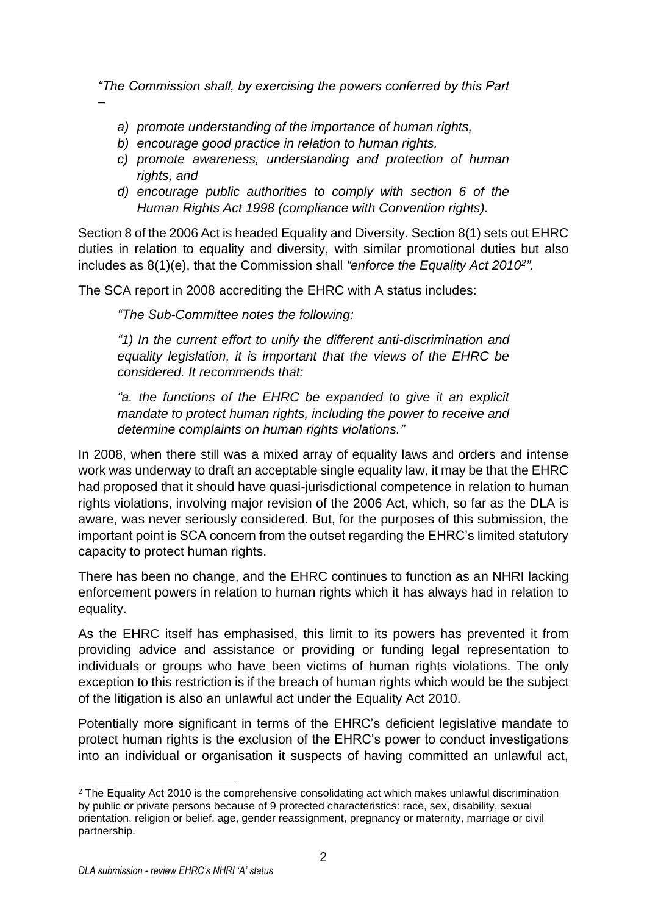*"The Commission shall, by exercising the powers conferred by this Part –*

> a) *promote understanding of the importance of human rights,*
> b) *encourage good practice in relation to human rights,*
> c) *promote awareness, understanding and protection of human rights, and*
> d) *encourage public authorities to comply with section 6 of the Human Rights Act 1998 (compliance with Convention rights).*

Section 8 of the 2006 Act is headed Equality and Diversity. Section 8(1) sets out EHRC duties in relation to equality and diversity, with similar promotional duties but also includes as 8(1)(e), that the Commission shall *"enforce the Equality Act 2010[2]".*

The SCA report in 2008 accrediting the EHRC with A status includes:

> *"The Sub-Committee notes the following:*
>
> *"1) In the current effort to unify the different anti-discrimination and equality legislation, it is important that the views of the EHRC be considered. It recommends that:*
>
> *"a. the functions of the EHRC be expanded to give it an explicit mandate to protect human rights, including the power to receive and determine complaints on human rights violations."*

In 2008, when there still was a mixed array of equality laws and orders and intense work was underway to draft an acceptable single equality law, it may be that the EHRC had proposed that it should have quasi-jurisdictional competence in relation to human rights violations, involving major revision of the 2006 Act, which, so far as the DLA is aware, was never seriously considered. But, for the purposes of this submission, the important point is SCA concern from the outset regarding the EHRC's limited statutory capacity to protect human rights.

There has been no change, and the EHRC continues to function as an NHRI lacking enforcement powers in relation to human rights which it has always had in relation to equality.

As the EHRC itself has emphasised, this limit to its powers has prevented it from providing advice and assistance or providing or funding legal representation to individuals or groups who have been victims of human rights violations. The only exception to this restriction is if the breach of human rights which would be the subject of the litigation is also an unlawful act under the Equality Act 2010.

Potentially more significant in terms of the EHRC's deficient legislative mandate to protect human rights is the exclusion of the EHRC's power to conduct investigations into an individual or organisation it suspects of having committed an unlawful act,

---

[2] The Equality Act 2010 is the comprehensive consolidating act which makes unlawful discrimination by public or private persons because of 9 protected characteristics: race, sex, disability, sexual orientation, religion or belief, age, gender reassignment, pregnancy or maternity, marriage or civil partnership.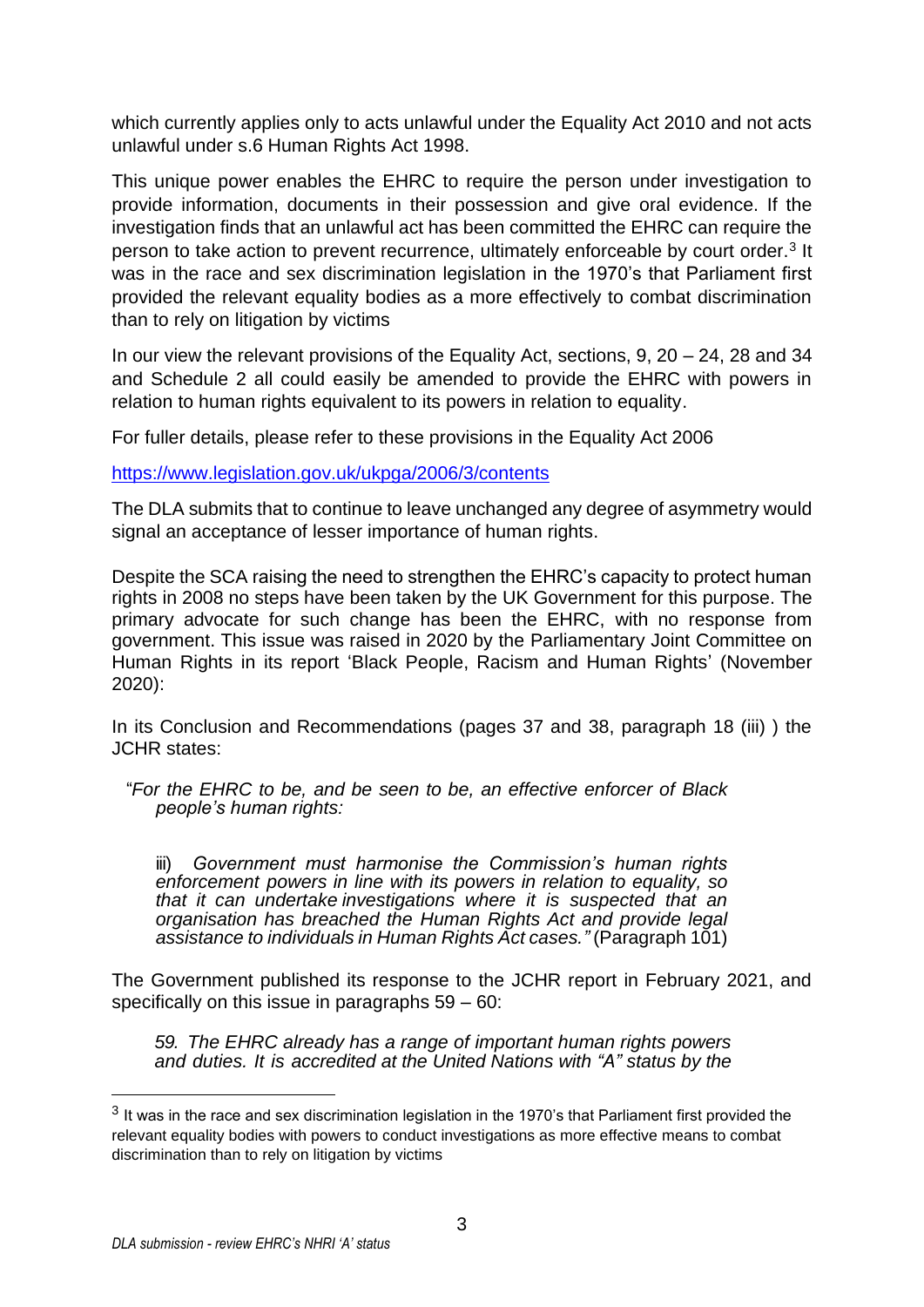which currently applies only to acts unlawful under the Equality Act 2010 and not acts unlawful under s.6 Human Rights Act 1998.

This unique power enables the EHRC to require the person under investigation to provide information, documents in their possession and give oral evidence. If the investigation finds that an unlawful act has been committed the EHRC can require the person to take action to prevent recurrence, ultimately enforceable by court order.[3] It was in the race and sex discrimination legislation in the 1970's that Parliament first provided the relevant equality bodies as a more effectively to combat discrimination than to rely on litigation by victims

In our view the relevant provisions of the Equality Act, sections, 9, 20 – 24, 28 and 34 and Schedule 2 all could easily be amended to provide the EHRC with powers in relation to human rights equivalent to its powers in relation to equality.

For fuller details, please refer to these provisions in the Equality Act 2006

https://www.legislation.gov.uk/ukpga/2006/3/contents

The DLA submits that to continue to leave unchanged any degree of asymmetry would signal an acceptance of lesser importance of human rights.

Despite the SCA raising the need to strengthen the EHRC's capacity to protect human rights in 2008 no steps have been taken by the UK Government for this purpose. The primary advocate for such change has been the EHRC, with no response from government. This issue was raised in 2020 by the Parliamentary Joint Committee on Human Rights in its report 'Black People, Racism and Human Rights' (November 2020):

In its Conclusion and Recommendations (pages 37 and 38, paragraph 18 (iii) ) the JCHR states:

> "*For the EHRC to be, and be seen to be, an effective enforcer of Black people's human rights:*
>
> iii) *Government must harmonise the Commission's human rights enforcement powers in line with its powers in relation to equality, so that it can undertake investigations where it is suspected that an organisation has breached the Human Rights Act and provide legal assistance to individuals in Human Rights Act cases."* (Paragraph 101)

The Government published its response to the JCHR report in February 2021, and specifically on this issue in paragraphs 59 – 60:

> *59. The EHRC already has a range of important human rights powers and duties. It is accredited at the United Nations with "A" status by the*

[3] It was in the race and sex discrimination legislation in the 1970's that Parliament first provided the relevant equality bodies with powers to conduct investigations as more effective means to combat discrimination than to rely on litigation by victims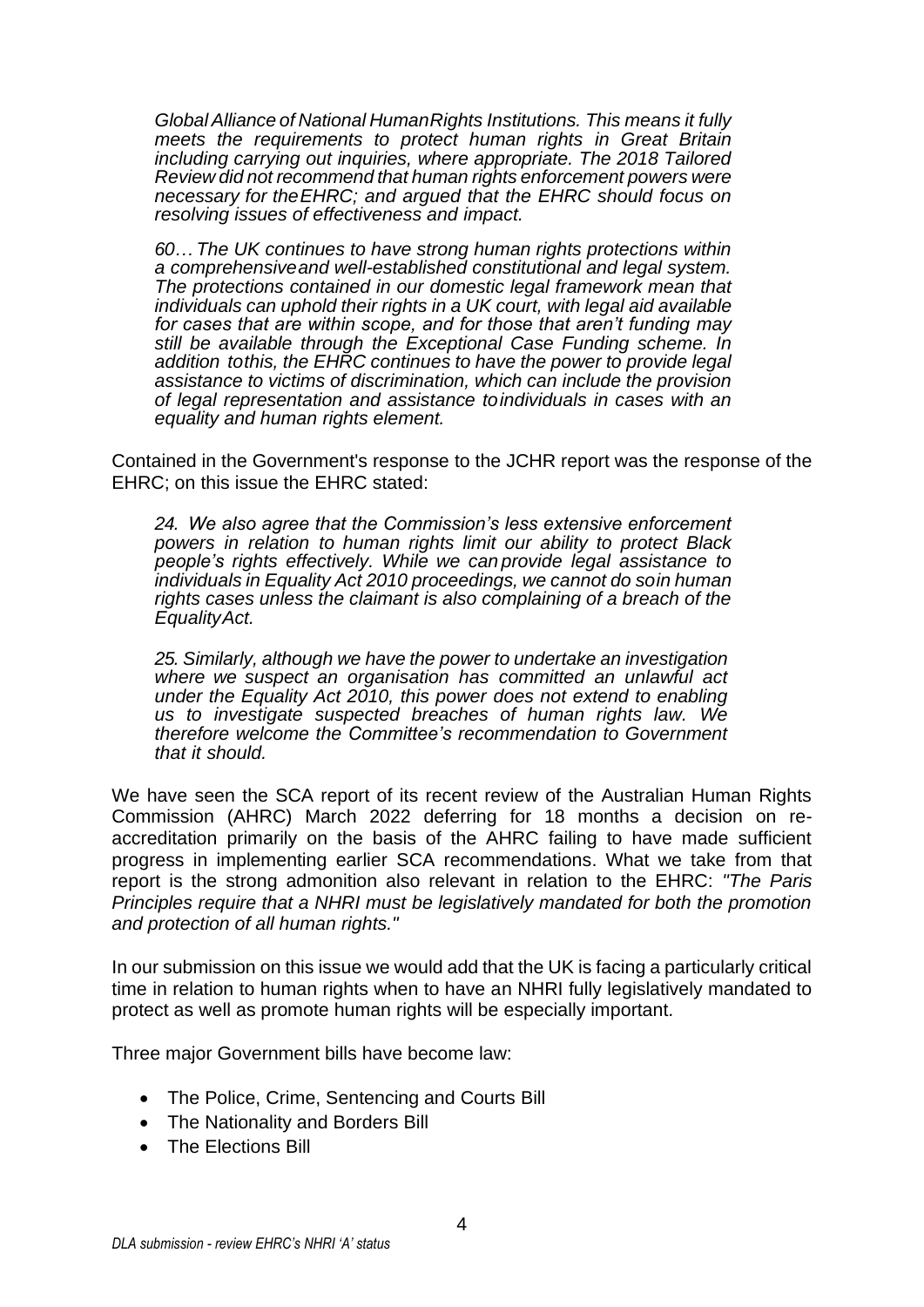*Global Alliance of National Human Rights Institutions. This means it fully meets the requirements to protect human rights in Great Britain including carrying out inquiries, where appropriate. The 2018 Tailored Review did not recommend that human rights enforcement powers were necessary for the EHRC; and argued that the EHRC should focus on resolving issues of effectiveness and impact.*

> *60… The UK continues to have strong human rights protections within a comprehensive and well-established constitutional and legal system. The protections contained in our domestic legal framework mean that individuals can uphold their rights in a UK court, with legal aid available for cases that are within scope, and for those that aren't funding may still be available through the Exceptional Case Funding scheme. In addition to this, the EHRC continues to have the power to provide legal assistance to victims of discrimination, which can include the provision of legal representation and assistance to individuals in cases with an equality and human rights element.*

Contained in the Government's response to the JCHR report was the response of the EHRC; on this issue the EHRC stated:

> *24. We also agree that the Commission's less extensive enforcement powers in relation to human rights limit our ability to protect Black people's rights effectively. While we can provide legal assistance to individuals in Equality Act 2010 proceedings, we cannot do so in human rights cases unless the claimant is also complaining of a breach of the Equality Act.*
>
> *25. Similarly, although we have the power to undertake an investigation where we suspect an organisation has committed an unlawful act under the Equality Act 2010, this power does not extend to enabling us to investigate suspected breaches of human rights law. We therefore welcome the Committee's recommendation to Government that it should.*

We have seen the SCA report of its recent review of the Australian Human Rights Commission (AHRC) March 2022 deferring for 18 months a decision on re-accreditation primarily on the basis of the AHRC failing to have made sufficient progress in implementing earlier SCA recommendations. What we take from that report is the strong admonition also relevant in relation to the EHRC: *"The Paris Principles require that a NHRI must be legislatively mandated for both the promotion and protection of all human rights."*

In our submission on this issue we would add that the UK is facing a particularly critical time in relation to human rights when to have an NHRI fully legislatively mandated to protect as well as promote human rights will be especially important.

Three major Government bills have become law:

- The Police, Crime, Sentencing and Courts Bill
- The Nationality and Borders Bill
- The Elections Bill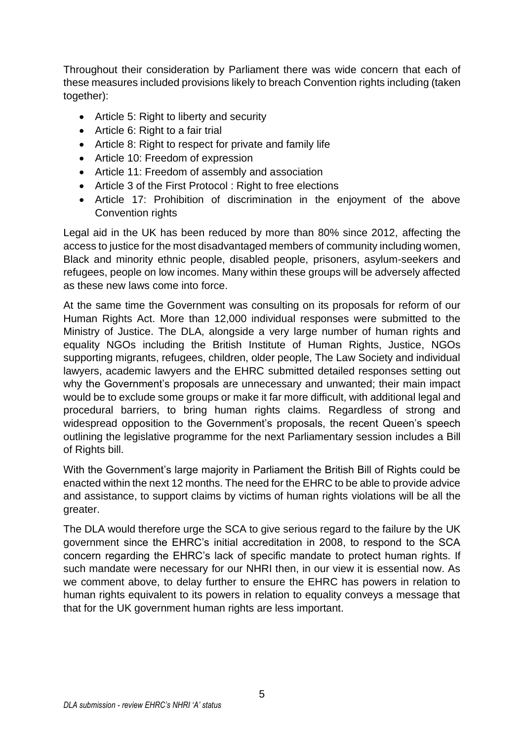Throughout their consideration by Parliament there was wide concern that each of these measures included provisions likely to breach Convention rights including (taken together):

- Article 5: Right to liberty and security
- Article 6: Right to a fair trial
- Article 8: Right to respect for private and family life
- Article 10: Freedom of expression
- Article 11: Freedom of assembly and association
- Article 3 of the First Protocol : Right to free elections
- Article 17: Prohibition of discrimination in the enjoyment of the above Convention rights

Legal aid in the UK has been reduced by more than 80% since 2012, affecting the access to justice for the most disadvantaged members of community including women, Black and minority ethnic people, disabled people, prisoners, asylum-seekers and refugees, people on low incomes. Many within these groups will be adversely affected as these new laws come into force.

At the same time the Government was consulting on its proposals for reform of our Human Rights Act. More than 12,000 individual responses were submitted to the Ministry of Justice. The DLA, alongside a very large number of human rights and equality NGOs including the British Institute of Human Rights, Justice, NGOs supporting migrants, refugees, children, older people, The Law Society and individual lawyers, academic lawyers and the EHRC submitted detailed responses setting out why the Government's proposals are unnecessary and unwanted; their main impact would be to exclude some groups or make it far more difficult, with additional legal and procedural barriers, to bring human rights claims. Regardless of strong and widespread opposition to the Government's proposals, the recent Queen's speech outlining the legislative programme for the next Parliamentary session includes a Bill of Rights bill.

With the Government's large majority in Parliament the British Bill of Rights could be enacted within the next 12 months. The need for the EHRC to be able to provide advice and assistance, to support claims by victims of human rights violations will be all the greater.

The DLA would therefore urge the SCA to give serious regard to the failure by the UK government since the EHRC's initial accreditation in 2008, to respond to the SCA concern regarding the EHRC's lack of specific mandate to protect human rights. If such mandate were necessary for our NHRI then, in our view it is essential now. As we comment above, to delay further to ensure the EHRC has powers in relation to human rights equivalent to its powers in relation to equality conveys a message that that for the UK government human rights are less important.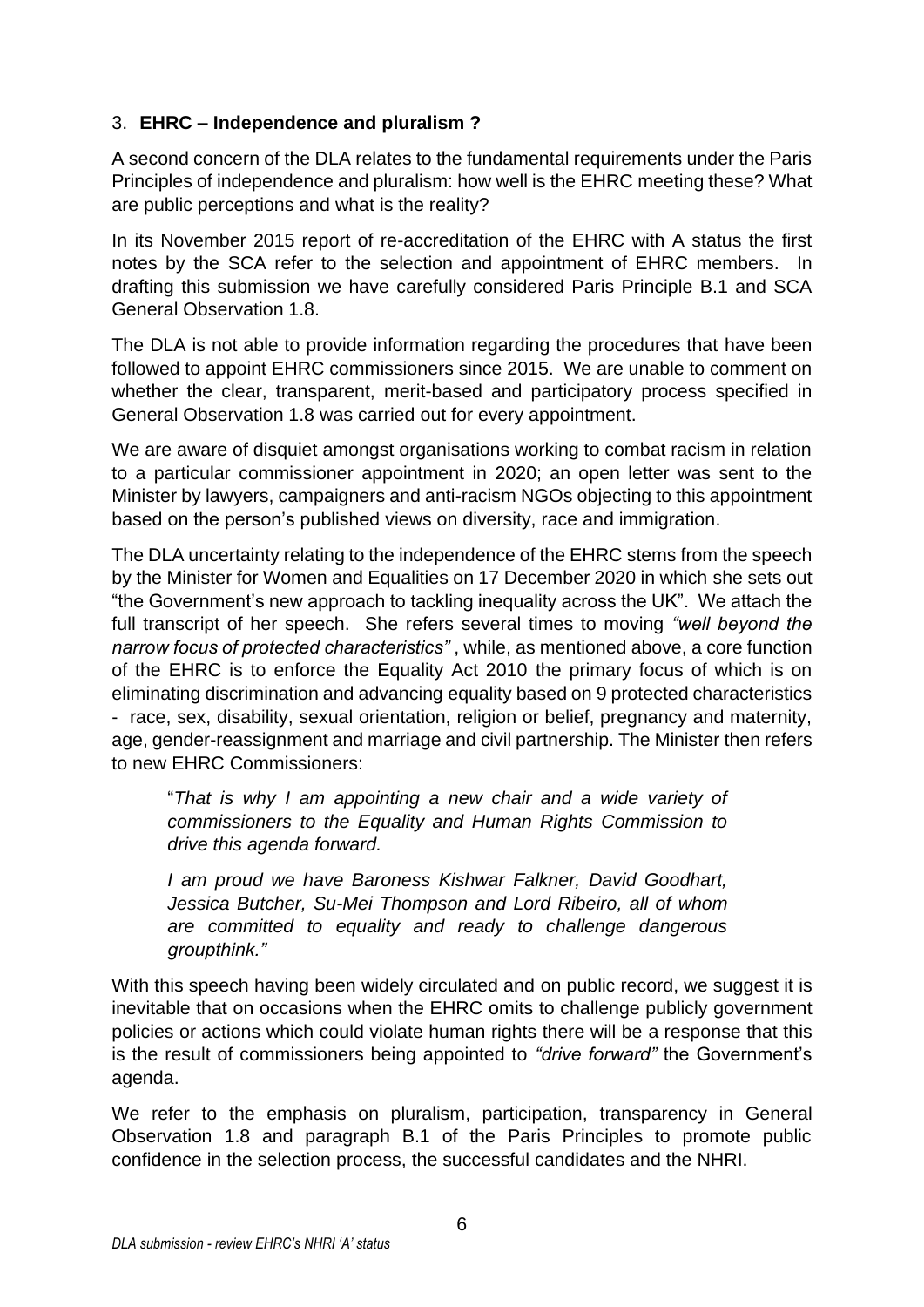## 3. **EHRC – Independence and pluralism ?**

A second concern of the DLA relates to the fundamental requirements under the Paris Principles of independence and pluralism: how well is the EHRC meeting these? What are public perceptions and what is the reality?

In its November 2015 report of re-accreditation of the EHRC with A status the first notes by the SCA refer to the selection and appointment of EHRC members. In drafting this submission we have carefully considered Paris Principle B.1 and SCA General Observation 1.8.

The DLA is not able to provide information regarding the procedures that have been followed to appoint EHRC commissioners since 2015. We are unable to comment on whether the clear, transparent, merit-based and participatory process specified in General Observation 1.8 was carried out for every appointment.

We are aware of disquiet amongst organisations working to combat racism in relation to a particular commissioner appointment in 2020; an open letter was sent to the Minister by lawyers, campaigners and anti-racism NGOs objecting to this appointment based on the person's published views on diversity, race and immigration.

The DLA uncertainty relating to the independence of the EHRC stems from the speech by the Minister for Women and Equalities on 17 December 2020 in which she sets out "the Government's new approach to tackling inequality across the UK". We attach the full transcript of her speech. She refers several times to moving *"well beyond the narrow focus of protected characteristics"* , while, as mentioned above, a core function of the EHRC is to enforce the Equality Act 2010 the primary focus of which is on eliminating discrimination and advancing equality based on 9 protected characteristics - race, sex, disability, sexual orientation, religion or belief, pregnancy and maternity, age, gender-reassignment and marriage and civil partnership. The Minister then refers to new EHRC Commissioners:

> "*That is why I am appointing a new chair and a wide variety of commissioners to the Equality and Human Rights Commission to drive this agenda forward.*
>
> *I am proud we have Baroness Kishwar Falkner, David Goodhart, Jessica Butcher, Su-Mei Thompson and Lord Ribeiro, all of whom are committed to equality and ready to challenge dangerous groupthink."*

With this speech having been widely circulated and on public record, we suggest it is inevitable that on occasions when the EHRC omits to challenge publicly government policies or actions which could violate human rights there will be a response that this is the result of commissioners being appointed to *"drive forward"* the Government's agenda.

We refer to the emphasis on pluralism, participation, transparency in General Observation 1.8 and paragraph B.1 of the Paris Principles to promote public confidence in the selection process, the successful candidates and the NHRI.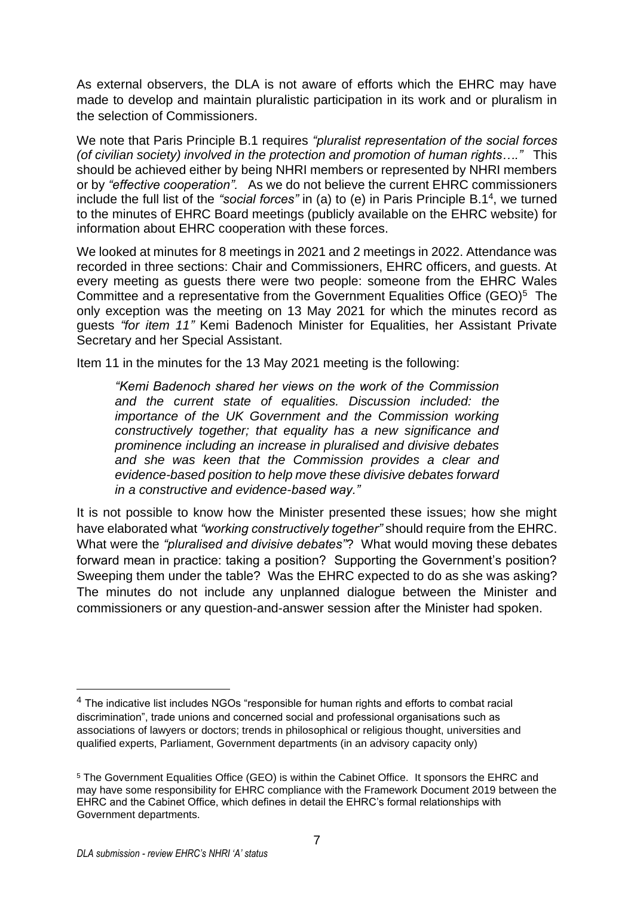As external observers, the DLA is not aware of efforts which the EHRC may have made to develop and maintain pluralistic participation in its work and or pluralism in the selection of Commissioners.

We note that Paris Principle B.1 requires *"pluralist representation of the social forces (of civilian society) involved in the protection and promotion of human rights…."* This should be achieved either by being NHRI members or represented by NHRI members or by *"effective cooperation".* As we do not believe the current EHRC commissioners include the full list of the *"social forces"* in (a) to (e) in Paris Principle B.1[4], we turned to the minutes of EHRC Board meetings (publicly available on the EHRC website) for information about EHRC cooperation with these forces.

We looked at minutes for 8 meetings in 2021 and 2 meetings in 2022. Attendance was recorded in three sections: Chair and Commissioners, EHRC officers, and guests. At every meeting as guests there were two people: someone from the EHRC Wales Committee and a representative from the Government Equalities Office (GEO)[5] The only exception was the meeting on 13 May 2021 for which the minutes record as guests *"for item 11"* Kemi Badenoch Minister for Equalities, her Assistant Private Secretary and her Special Assistant.

Item 11 in the minutes for the 13 May 2021 meeting is the following:

> *"Kemi Badenoch shared her views on the work of the Commission and the current state of equalities. Discussion included: the importance of the UK Government and the Commission working constructively together; that equality has a new significance and prominence including an increase in pluralised and divisive debates and she was keen that the Commission provides a clear and evidence-based position to help move these divisive debates forward in a constructive and evidence-based way."*

It is not possible to know how the Minister presented these issues; how she might have elaborated what *"working constructively together"* should require from the EHRC. What were the *"pluralised and divisive debates"*? What would moving these debates forward mean in practice: taking a position? Supporting the Government's position? Sweeping them under the table? Was the EHRC expected to do as she was asking? The minutes do not include any unplanned dialogue between the Minister and commissioners or any question-and-answer session after the Minister had spoken.

---

[4] The indicative list includes NGOs "responsible for human rights and efforts to combat racial discrimination", trade unions and concerned social and professional organisations such as associations of lawyers or doctors; trends in philosophical or religious thought, universities and qualified experts, Parliament, Government departments (in an advisory capacity only)

[5] The Government Equalities Office (GEO) is within the Cabinet Office. It sponsors the EHRC and may have some responsibility for EHRC compliance with the Framework Document 2019 between the EHRC and the Cabinet Office, which defines in detail the EHRC's formal relationships with Government departments.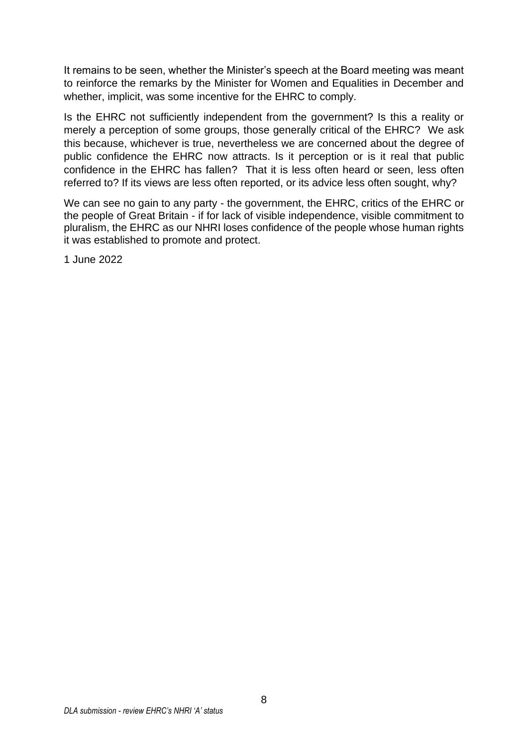It remains to be seen, whether the Minister's speech at the Board meeting was meant to reinforce the remarks by the Minister for Women and Equalities in December and whether, implicit, was some incentive for the EHRC to comply.

Is the EHRC not sufficiently independent from the government? Is this a reality or merely a perception of some groups, those generally critical of the EHRC? We ask this because, whichever is true, nevertheless we are concerned about the degree of public confidence the EHRC now attracts. Is it perception or is it real that public confidence in the EHRC has fallen? That it is less often heard or seen, less often referred to? If its views are less often reported, or its advice less often sought, why?

We can see no gain to any party - the government, the EHRC, critics of the EHRC or the people of Great Britain - if for lack of visible independence, visible commitment to pluralism, the EHRC as our NHRI loses confidence of the people whose human rights it was established to promote and protect.

1 June 2022